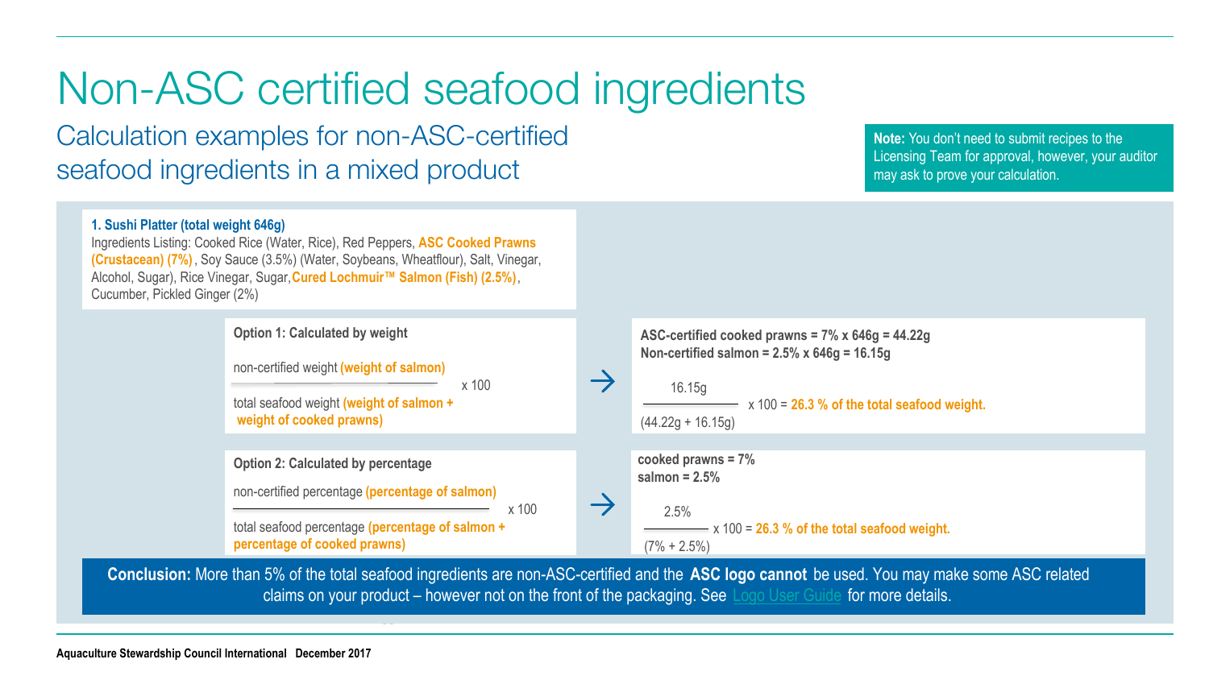# Non-ASC certified seafood ingredients

## Calculation examples for non-ASC-certified seafood ingredients in a mixed product

**Note:** You don't need to submit recipes to the Licensing Team for approval, however, your auditor may ask to prove your calculation.

**1. Sushi Platter (total weight 646g)**

Ingredients Listing: Cooked Rice (Water, Rice), Red Peppers, **ASC Cooked Prawns (Crustacean) (7%)**, Soy Sauce (3.5%) (Water, Soybeans, Wheatflour), Salt, Vinegar, Alcohol, Sugar), Rice Vinegar, Sugar, **Cured Lochmuir™ Salmon (Fish) (2.5%)**, Cucumber, Pickled Ginger (2%)

**Option 1: Calculated by weight**

$$\frac{\text{non-certified weight (weight of salmon)}}{\text{total seafood weight (weight of salmon + weight of cooked prawns)}} \times 100$$

→

**ASC-certified cooked prawns = 7% x 646g = 44.22g**
**Non-certified salmon = 2.5% x 646g = 16.15g**

$$\frac{16.15g}{(44.22g + 16.15g)} \times 100 =$$ **26.3 % of the total seafood weight.**

**Option 2: Calculated by percentage**

$$\frac{\text{non-certified percentage (percentage of salmon)}}{\text{total seafood percentage (percentage of salmon + percentage of cooked prawns)}} \times 100$$

→

**cooked prawns = 7%**
**salmon = 2.5%**

$$\frac{2.5\%}{(7\% + 2.5\%)} \times 100 =$$ **26.3 % of the total seafood weight.**

**Conclusion:** More than 5% of the total seafood ingredients are non-ASC-certified and the **ASC logo cannot** be used. You may make some ASC related claims on your product – however not on the front of the packaging. See Logo User Guide for more details.

Aquaculture Stewardship Council International December 2017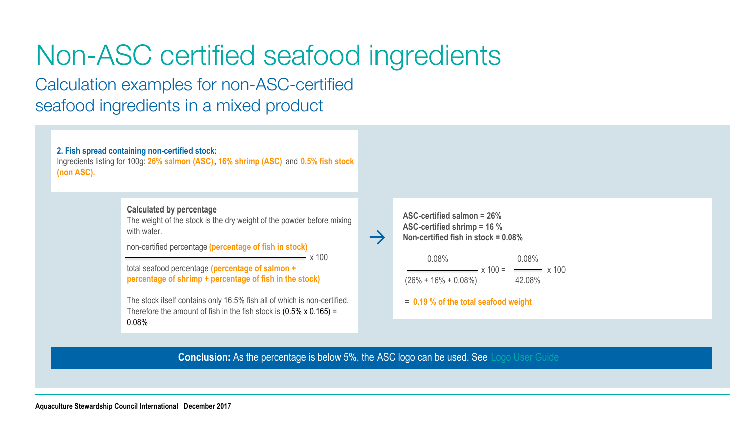# Non-ASC certified seafood ingredients

## Calculation examples for non-ASC-certified seafood ingredients in a mixed product

**2. Fish spread containing non-certified stock:**
Ingredients listing for 100g: **26% salmon (ASC)**, **16% shrimp (ASC)** and **0.5% fish stock (non ASC).**

**Calculated by percentage**
The weight of the stock is the dry weight of the powder before mixing with water.

$$\frac{\text{non-certified percentage (percentage of fish in stock)}}{\text{total seafood percentage (percentage of salmon + percentage of shrimp + percentage of fish in the stock)}} \times 100$$

The stock itself contains only 16.5% fish all of which is non-certified. Therefore the amount of fish in the fish stock is (0.5% x 0.165) = 0.08%

**ASC-certified salmon = 26%**
**ASC-certified shrimp = 16 %**
**Non-certified fish in stock = 0.08%**

$$\frac{0.08\%}{(26\% + 16\% + 0.08\%)} \times 100 = \frac{0.08\%}{42.08\%} \times 100$$

= **0.19 % of the total seafood weight**

**Conclusion:** As the percentage is below 5%, the ASC logo can be used. See Logo User Guide

**Aquaculture Stewardship Council International December 2017**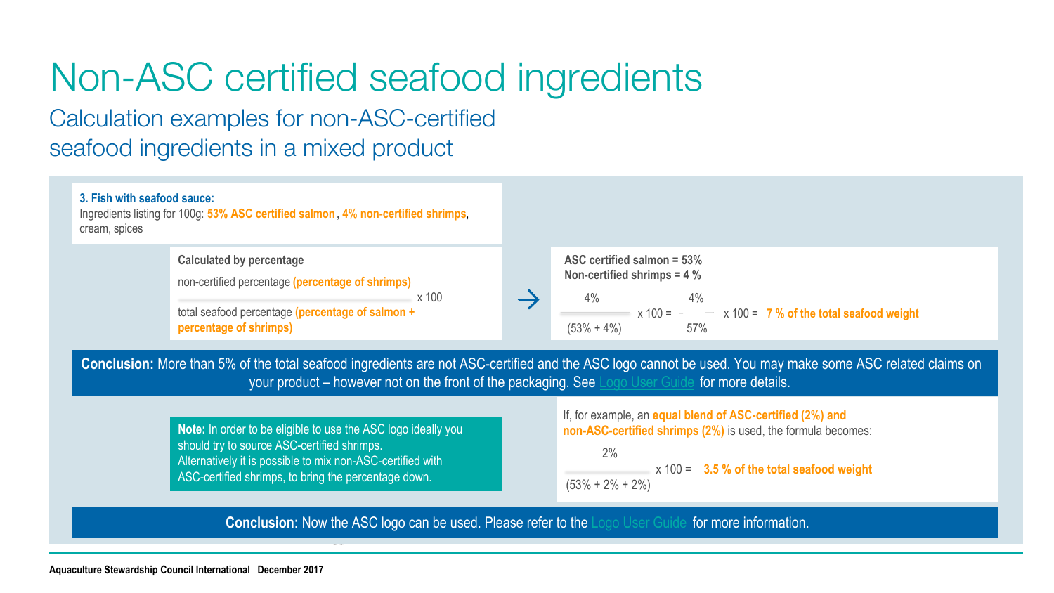# Non-ASC certified seafood ingredients

## Calculation examples for non-ASC-certified seafood ingredients in a mixed product

**3. Fish with seafood sauce:**
Ingredients listing for 100g: **53% ASC certified salmon**, **4% non-certified shrimps**, cream, spices

**Calculated by percentage**

$$\frac{\text{non-certified percentage (percentage of shrimps)}}{\text{total seafood percentage (percentage of salmon + percentage of shrimps)}} \times 100$$

→

**ASC certified salmon = 53%**
**Non-certified shrimps = 4 %**

$$\frac{4\%}{(53\% + 4\%)} \times 100 = \frac{4\%}{57\%} \times 100 = \text{7 \% of the total seafood weight}$$

**Conclusion:** More than 5% of the total seafood ingredients are not ASC-certified and the ASC logo cannot be used. You may make some ASC related claims on your product – however not on the front of the packaging. See Logo User Guide for more details.

**Note:** In order to be eligible to use the ASC logo ideally you should try to source ASC-certified shrimps.
Alternatively it is possible to mix non-ASC-certified with ASC-certified shrimps, to bring the percentage down.

If, for example, an **equal blend of ASC-certified (2%) and non-ASC-certified shrimps (2%)** is used, the formula becomes:

$$\frac{2\%}{(53\% + 2\% + 2\%)} \times 100 = \text{3.5 \% of the total seafood weight}$$

**Conclusion:** Now the ASC logo can be used. Please refer to the Logo User Guide for more information.

Aquaculture Stewardship Council International December 2017